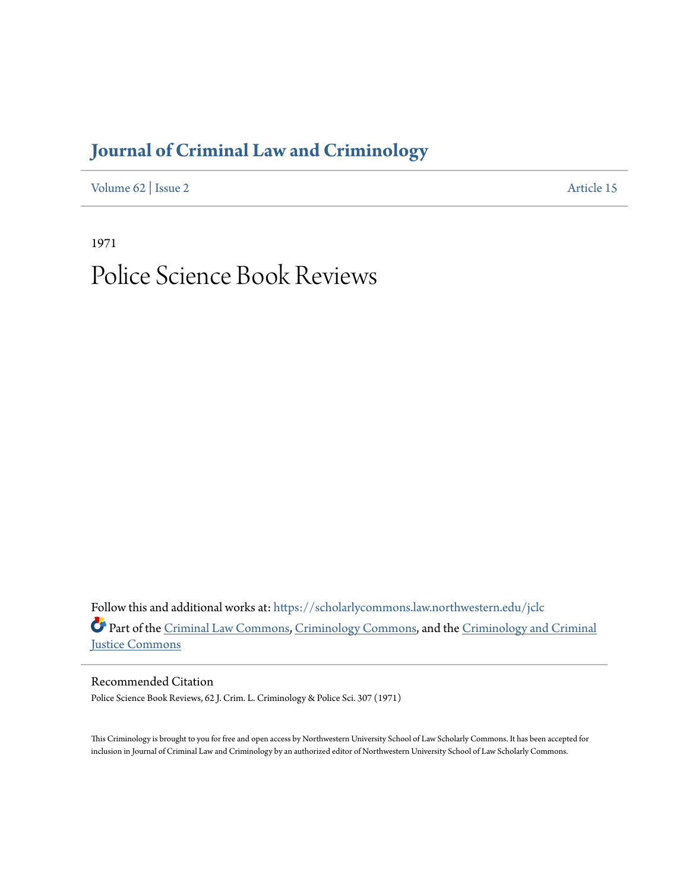# Journal of Criminal Law and Criminology

Volume 62 | Issue 2 Article 15

1971

# Police Science Book Reviews

Follow this and additional works at: https://scholarlycommons.law.northwestern.edu/jclc

Part of the Criminal Law Commons, Criminology Commons, and the Criminology and Criminal Justice Commons

## Recommended Citation

Police Science Book Reviews, 62 J. Crim. L. Criminology & Police Sci. 307 (1971)

This Criminology is brought to you for free and open access by Northwestern University School of Law Scholarly Commons. It has been accepted for inclusion in Journal of Criminal Law and Criminology by an authorized editor of Northwestern University School of Law Scholarly Commons.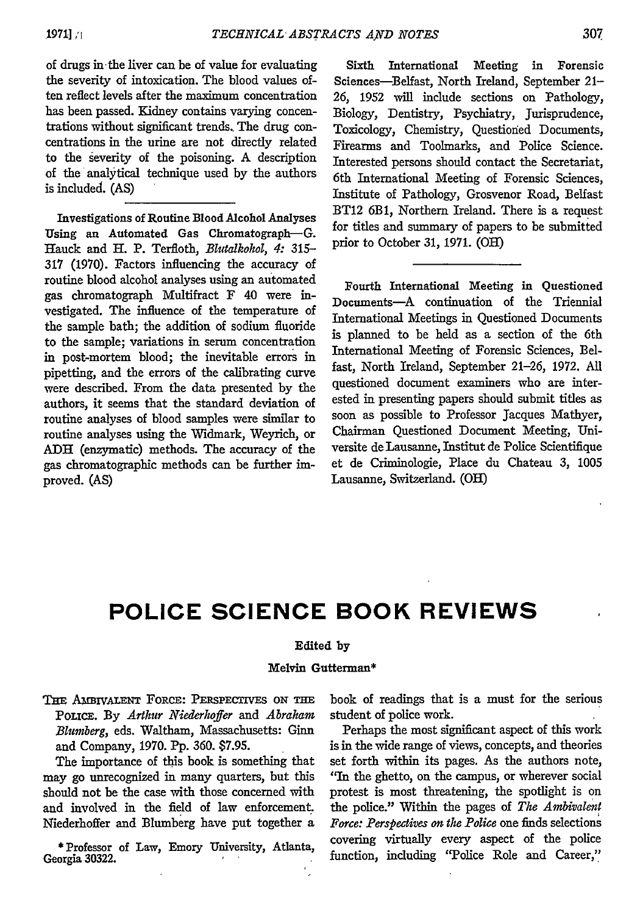of drugs in the liver can be of value for evaluating the severity of intoxication. The blood values often reflect levels after the maximum concentration has been passed. Kidney contains varying concentrations without significant trends. The drug concentrations in the urine are not directly related to the severity of the poisoning. A description of the analytical technique used by the authors is included. (AS)

---

Investigations of Routine Blood Alcohol Analyses Using an Automated Gas Chromatograph—G. Hauck and H. P. Terfloth, *Blutalkohol, 4:* 315–317 (1970). Factors influencing the accuracy of routine blood alcohol analyses using an automated gas chromatograph Multifract F 40 were investigated. The influence of the temperature of the sample bath; the addition of sodium fluoride to the sample; variations in serum concentration in post-mortem blood; the inevitable errors in pipetting, and the errors of the calibrating curve were described. From the data presented by the authors, it seems that the standard deviation of routine analyses of blood samples were similar to routine analyses using the Widmark, Weyrich, or ADH (enzymatic) methods. The accuracy of the gas chromatographic methods can be further improved. (AS)

Sixth International Meeting in Forensic Sciences—Belfast, North Ireland, September 21–26, 1952 will include sections on Pathology, Biology, Dentistry, Psychiatry, Jurisprudence, Toxicology, Chemistry, Questioned Documents, Firearms and Toolmarks, and Police Science. Interested persons should contact the Secretariat, 6th International Meeting of Forensic Sciences, Institute of Pathology, Grosvenor Road, Belfast BT12 6B1, Northern Ireland. There is a request for titles and summary of papers to be submitted prior to October 31, 1971. (OH)

---

Fourth International Meeting in Questioned Documents—A continuation of the Triennial International Meetings in Questioned Documents is planned to be held as a section of the 6th International Meeting of Forensic Sciences, Belfast, North Ireland, September 21–26, 1972. All questioned document examiners who are interested in presenting papers should submit titles as soon as possible to Professor Jacques Mathyer, Chairman Questioned Document Meeting, Universite de Lausanne, Institut de Police Scientifique et de Criminologie, Place du Chateau 3, 1005 Lausanne, Switzerland. (OH)

# POLICE SCIENCE BOOK REVIEWS

**Edited by**

**Melvin Gutterman***

THE AMBIVALENT FORCE: PERSPECTIVES ON THE POLICE. By *Arthur Niederhoffer* and *Abraham Blumberg*, eds. Waltham, Massachusetts: Ginn and Company, 1970. Pp. 360. $7.95.

The importance of this book is something that may go unrecognized in many quarters, but this should not be the case with those concerned with and involved in the field of law enforcement. Niederhoffer and Blumberg have put together a book of readings that is a must for the serious student of police work.

Perhaps the most significant aspect of this work is in the wide range of views, concepts, and theories set forth within its pages. As the authors note, "In the ghetto, on the campus, or wherever social protest is most threatening, the spotlight is on the police." Within the pages of *The Ambivalent Force: Perspectives on the Police* one finds selections covering virtually every aspect of the police function, including "Police Role and Career,"

\* Professor of Law, Emory University, Atlanta, Georgia 30322.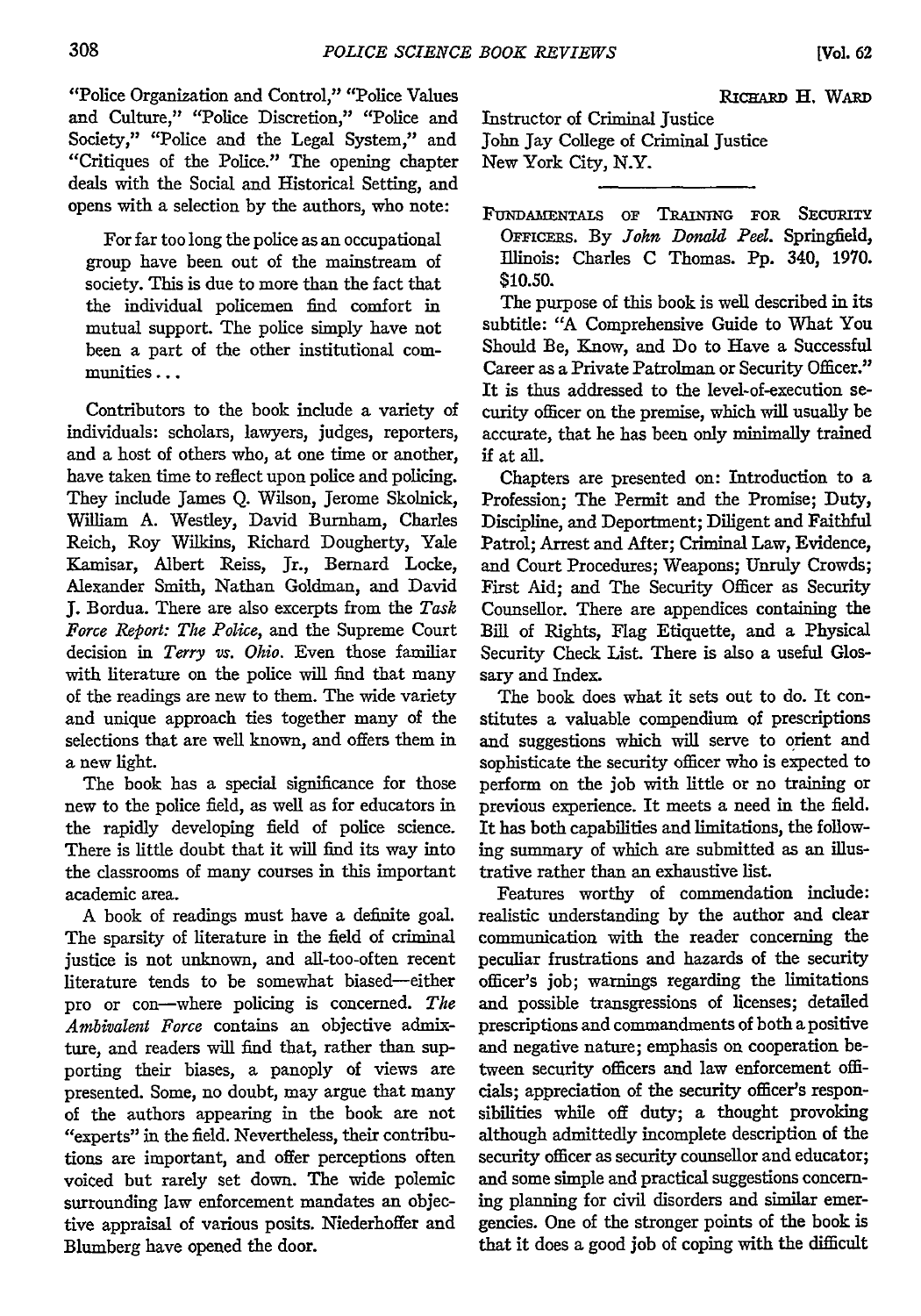"Police Organization and Control," "Police Values and Culture," "Police Discretion," "Police and Society," "Police and the Legal System," and "Critiques of the Police." The opening chapter deals with the Social and Historical Setting, and opens with a selection by the authors, who note:

> For far too long the police as an occupational group have been out of the mainstream of society. This is due to more than the fact that the individual policemen find comfort in mutual support. The police simply have not been a part of the other institutional communities...

Contributors to the book include a variety of individuals: scholars, lawyers, judges, reporters, and a host of others who, at one time or another, have taken time to reflect upon police and policing. They include James Q. Wilson, Jerome Skolnick, William A. Westley, David Burnham, Charles Reich, Roy Wilkins, Richard Dougherty, Yale Kamisar, Albert Reiss, Jr., Bernard Locke, Alexander Smith, Nathan Goldman, and David J. Bordua. There are also excerpts from the *Task Force Report: The Police*, and the Supreme Court decision in *Terry vs. Ohio*. Even those familiar with literature on the police will find that many of the readings are new to them. The wide variety and unique approach ties together many of the selections that are well known, and offers them in a new light.

The book has a special significance for those new to the police field, as well as for educators in the rapidly developing field of police science. There is little doubt that it will find its way into the classrooms of many courses in this important academic area.

A book of readings must have a definite goal. The sparsity of literature in the field of criminal justice is not unknown, and all-too-often recent literature tends to be somewhat biased—either pro or con—where policing is concerned. *The Ambivalent Force* contains an objective admixture, and readers will find that, rather than supporting their biases, a panoply of views are presented. Some, no doubt, may argue that many of the authors appearing in the book are not "experts" in the field. Nevertheless, their contributions are important, and offer perceptions often voiced but rarely set down. The wide polemic surrounding law enforcement mandates an objective appraisal of various posits. Niederhoffer and Blumberg have opened the door.

RICHARD H. WARD
Instructor of Criminal Justice
John Jay College of Criminal Justice
New York City, N.Y.

---

FUNDAMENTALS OF TRAINING FOR SECURITY OFFICERS. By *John Donald Peel*. Springfield, Illinois: Charles C Thomas. Pp. 340, 1970. $10.50.

The purpose of this book is well described in its subtitle: "A Comprehensive Guide to What You Should Be, Know, and Do to Have a Successful Career as a Private Patrolman or Security Officer." It is thus addressed to the level-of-execution security officer on the premise, which will usually be accurate, that he has been only minimally trained if at all.

Chapters are presented on: Introduction to a Profession; The Permit and the Promise; Duty, Discipline, and Deportment; Diligent and Faithful Patrol; Arrest and After; Criminal Law, Evidence, and Court Procedures; Weapons; Unruly Crowds; First Aid; and The Security Officer as Security Counsellor. There are appendices containing the Bill of Rights, Flag Etiquette, and a Physical Security Check List. There is also a useful Glossary and Index.

The book does what it sets out to do. It constitutes a valuable compendium of prescriptions and suggestions which will serve to orient and sophisticate the security officer who is expected to perform on the job with little or no training or previous experience. It meets a need in the field. It has both capabilities and limitations, the following summary of which are submitted as an illustrative rather than an exhaustive list.

Features worthy of commendation include: realistic understanding by the author and clear communication with the reader concerning the peculiar frustrations and hazards of the security officer's job; warnings regarding the limitations and possible transgressions of licenses; detailed prescriptions and commandments of both a positive and negative nature; emphasis on cooperation between security officers and law enforcement officials; appreciation of the security officer's responsibilities while off duty; a thought provoking although admittedly incomplete description of the security officer as security counsellor and educator; and some simple and practical suggestions concerning planning for civil disorders and similar emergencies. One of the stronger points of the book is that it does a good job of coping with the difficult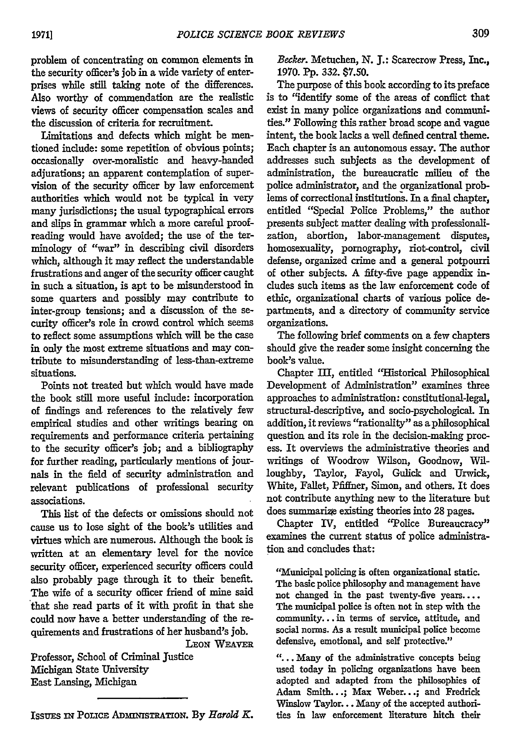problem of concentrating on common elements in the security officer's job in a wide variety of enterprises while still taking note of the differences. Also worthy of commendation are the realistic views of security officer compensation scales and the discussion of criteria for recruitment.

Limitations and defects which might be mentioned include: some repetition of obvious points; occasionally over-moralistic and heavy-handed adjurations; an apparent contemplation of supervision of the security officer by law enforcement authorities which would not be typical in very many jurisdictions; the usual typographical errors and slips in grammar which a more careful proofreading would have avoided; the use of the terminology of "war" in describing civil disorders which, although it may reflect the understandable frustrations and anger of the security officer caught in such a situation, is apt to be misunderstood in some quarters and possibly may contribute to inter-group tensions; and a discussion of the security officer's role in crowd control which seems to reflect some assumptions which will be the case in only the most extreme situations and may contribute to misunderstanding of less-than-extreme situations.

Points not treated but which would have made the book still more useful include: incorporation of findings and references to the relatively few empirical studies and other writings bearing on requirements and performance criteria pertaining to the security officer's job; and a bibliography for further reading, particularly mentions of journals in the field of security administration and relevant publications of professional security associations.

This list of the defects or omissions should not cause us to lose sight of the book's utilities and virtues which are numerous. Although the book is written at an elementary level for the novice security officer, experienced security officers could also probably page through it to their benefit. The wife of a security officer friend of mine said that she read parts of it with profit in that she could now have a better understanding of the requirements and frustrations of her husband's job.

LEON WEAVER
Professor, School of Criminal Justice
Michigan State University
East Lansing, Michigan

---

ISSUES IN POLICE ADMINISTRATION. By *Harold K. Becker*. Metuchen, N. J.: Scarecrow Press, Inc., 1970. Pp. 332. $7.50.

The purpose of this book according to its preface is to "identify some of the areas of conflict that exist in many police organizations and communities." Following this rather broad scope and vague intent, the book lacks a well defined central theme. Each chapter is an autonomous essay. The author addresses such subjects as the development of administration, the bureaucratic milieu of the police administrator, and the organizational problems of correctional institutions. In a final chapter, entitled "Special Police Problems," the author presents subject matter dealing with professionalization, abortion, labor-management disputes, homosexuality, pornography, riot-control, civil defense, organized crime and a general potpourri of other subjects. A fifty-five page appendix includes such items as the law enforcement code of ethic, organizational charts of various police departments, and a directory of community service organizations.

The following brief comments on a few chapters should give the reader some insight concerning the book's value.

Chapter III, entitled "Historical Philosophical Development of Administration" examines three approaches to administration: constitutional-legal, structural-descriptive, and socio-psychological. In addition, it reviews "rationality" as a philosophical question and its role in the decision-making process. It overviews the administrative theories and writings of Woodrow Wilson, Goodnow, Willoughby, Taylor, Fayol, Gulick and Urwick, White, Fallet, Pfiffner, Simon, and others. It does not contribute anything new to the literature but does summarize existing theories into 28 pages.

Chapter IV, entitled "Police Bureaucracy" examines the current status of police administration and concludes that:

> "Municipal policing is often organizational static. The basic police philosophy and management have not changed in the past twenty-five years.... The municipal police is often not in step with the community... in terms of service, attitude, and social norms. As a result municipal police become defensive, emotional, and self protective."
>
> "... Many of the administrative concepts being used today in policing organizations have been adopted and adapted from the philosophies of Adam Smith...; Max Weber...; and Fredrick Winslow Taylor... Many of the accepted authorities in law enforcement literature hitch their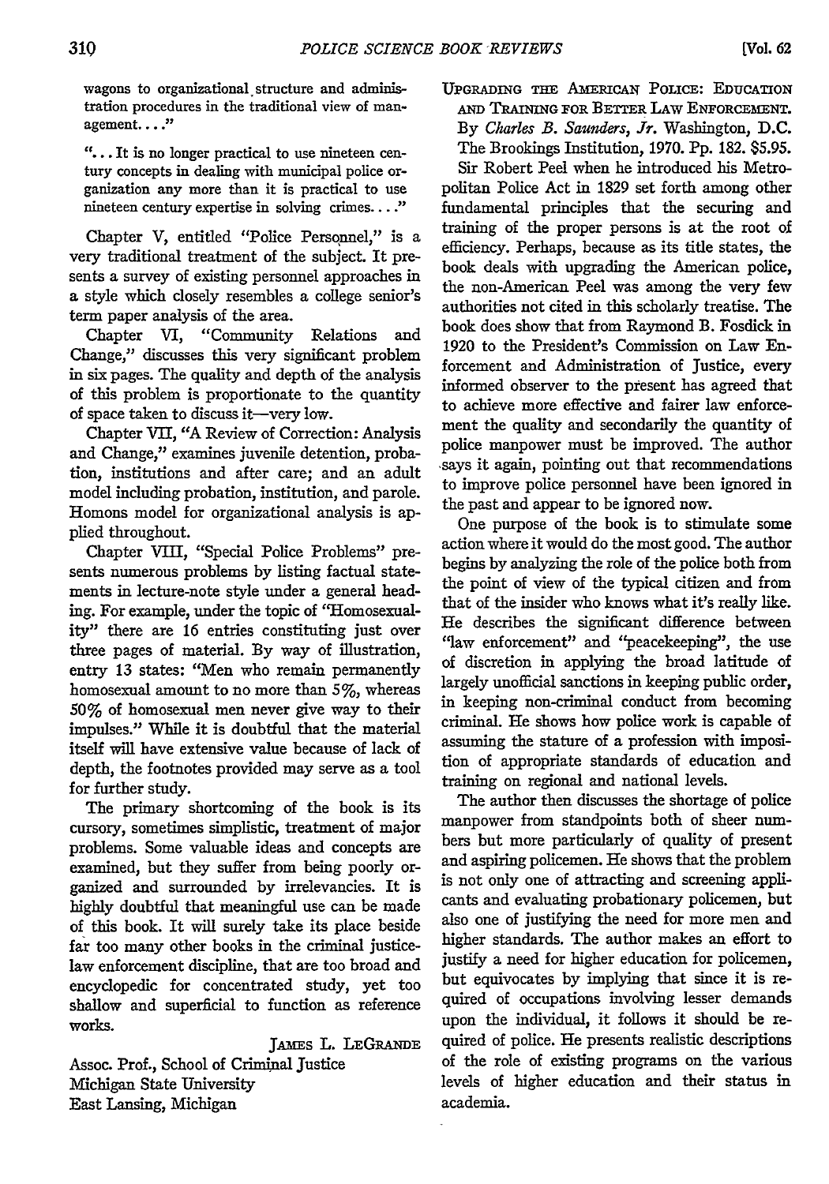wagons to organizational structure and administration procedures in the traditional view of management. . . ."

". . . It is no longer practical to use nineteen century concepts in dealing with municipal police organization any more than it is practical to use nineteen century expertise in solving crimes. . . ."

Chapter V, entitled "Police Personnel," is a very traditional treatment of the subject. It presents a survey of existing personnel approaches in a style which closely resembles a college senior's term paper analysis of the area.

Chapter VI, "Community Relations and Change," discusses this very significant problem in six pages. The quality and depth of the analysis of this problem is proportionate to the quantity of space taken to discuss it—very low.

Chapter VII, "A Review of Correction: Analysis and Change," examines juvenile detention, probation, institutions and after care; and an adult model including probation, institution, and parole. Homons model for organizational analysis is applied throughout.

Chapter VIII, "Special Police Problems" presents numerous problems by listing factual statements in lecture-note style under a general heading. For example, under the topic of "Homosexuality" there are 16 entries constituting just over three pages of material. By way of illustration, entry 13 states: "Men who remain permanently homosexual amount to no more than 5%, whereas 50% of homosexual men never give way to their impulses." While it is doubtful that the material itself will have extensive value because of lack of depth, the footnotes provided may serve as a tool for further study.

The primary shortcoming of the book is its cursory, sometimes simplistic, treatment of major problems. Some valuable ideas and concepts are examined, but they suffer from being poorly organized and surrounded by irrelevancies. It is highly doubtful that meaningful use can be made of this book. It will surely take its place beside far too many other books in the criminal justice-law enforcement discipline, that are too broad and encyclopedic for concentrated study, yet too shallow and superficial to function as reference works.

JAMES L. LEGRANDE

Assoc. Prof., School of Criminal Justice
Michigan State University
East Lansing, Michigan

UPGRADING THE AMERICAN POLICE: EDUCATION AND TRAINING FOR BETTER LAW ENFORCEMENT. By *Charles B. Saunders, Jr.* Washington, D.C. The Brookings Institution, 1970. Pp. 182. $5.95.

Sir Robert Peel when he introduced his Metropolitan Police Act in 1829 set forth among other fundamental principles that the securing and training of the proper persons is at the root of efficiency. Perhaps, because as its title states, the book deals with upgrading the American police, the non-American Peel was among the very few authorities not cited in this scholarly treatise. The book does show that from Raymond B. Fosdick in 1920 to the President's Commission on Law Enforcement and Administration of Justice, every informed observer to the present has agreed that to achieve more effective and fairer law enforcement the quality and secondarily the quantity of police manpower must be improved. The author says it again, pointing out that recommendations to improve police personnel have been ignored in the past and appear to be ignored now.

One purpose of the book is to stimulate some action where it would do the most good. The author begins by analyzing the role of the police both from the point of view of the typical citizen and from that of the insider who knows what it's really like. He describes the significant difference between "law enforcement" and "peacekeeping", the use of discretion in applying the broad latitude of largely unofficial sanctions in keeping public order, in keeping non-criminal conduct from becoming criminal. He shows how police work is capable of assuming the stature of a profession with imposition of appropriate standards of education and training on regional and national levels.

The author then discusses the shortage of police manpower from standpoints both of sheer numbers but more particularly of quality of present and aspiring policemen. He shows that the problem is not only one of attracting and screening applicants and evaluating probationary policemen, but also one of justifying the need for more men and higher standards. The author makes an effort to justify a need for higher education for policemen, but equivocates by implying that since it is required of occupations involving lesser demands upon the individual, it follows it should be required of police. He presents realistic descriptions of the role of existing programs on the various levels of higher education and their status in academia.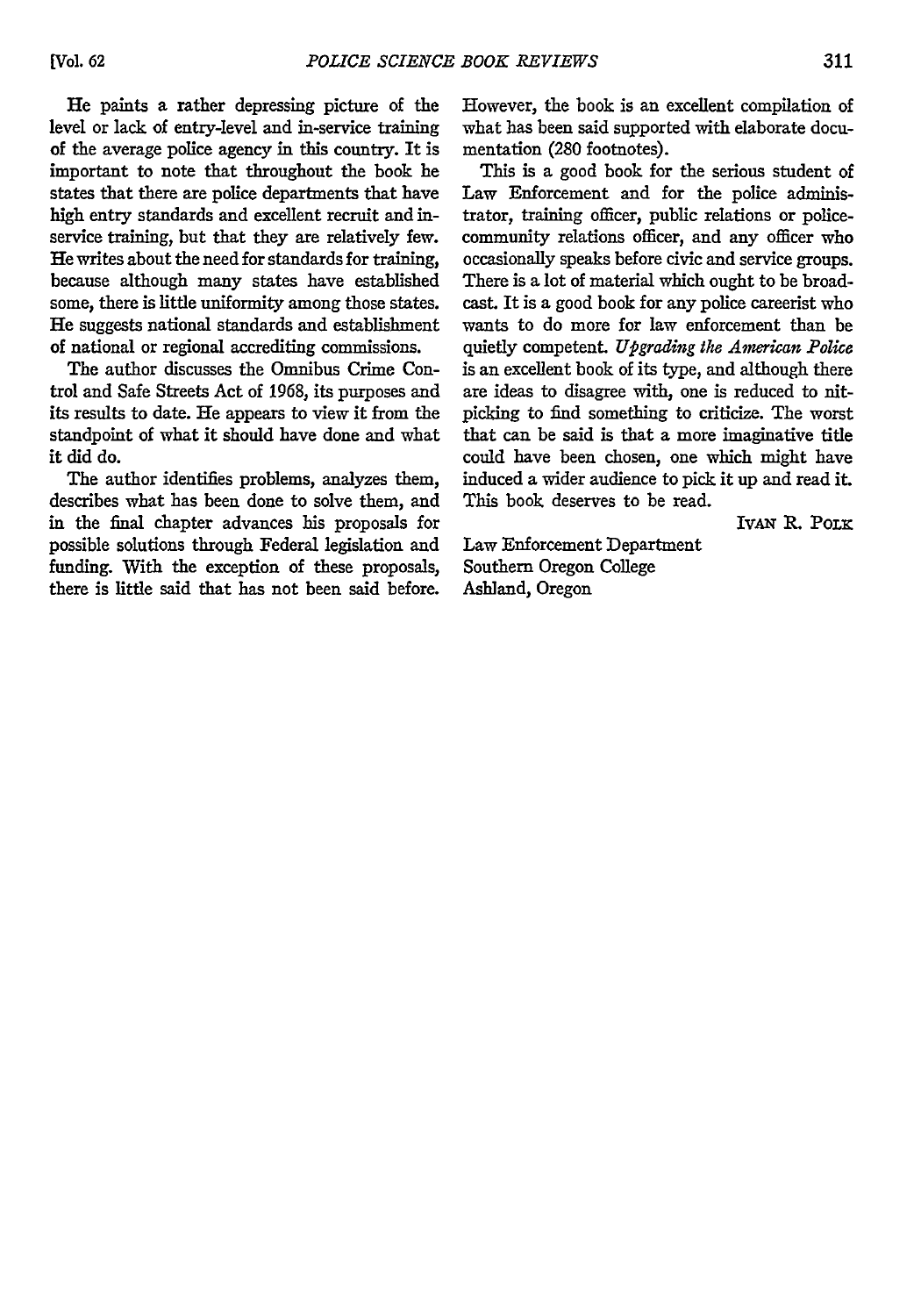He paints a rather depressing picture of the level or lack of entry-level and in-service training of the average police agency in this country. It is important to note that throughout the book he states that there are police departments that have high entry standards and excellent recruit and in-service training, but that they are relatively few. He writes about the need for standards for training, because although many states have established some, there is little uniformity among those states. He suggests national standards and establishment of national or regional accrediting commissions.

The author discusses the Omnibus Crime Control and Safe Streets Act of 1968, its purposes and its results to date. He appears to view it from the standpoint of what it should have done and what it did do.

The author identifies problems, analyzes them, describes what has been done to solve them, and in the final chapter advances his proposals for possible solutions through Federal legislation and funding. With the exception of these proposals, there is little said that has not been said before. However, the book is an excellent compilation of what has been said supported with elaborate documentation (280 footnotes).

This is a good book for the serious student of Law Enforcement and for the police administrator, training officer, public relations or police-community relations officer, and any officer who occasionally speaks before civic and service groups. There is a lot of material which ought to be broadcast. It is a good book for any police careerist who wants to do more for law enforcement than be quietly competent. *Upgrading the American Police* is an excellent book of its type, and although there are ideas to disagree with, one is reduced to nit-picking to find something to criticize. The worst that can be said is that a more imaginative title could have been chosen, one which might have induced a wider audience to pick it up and read it. This book deserves to be read.

IVAN R. POLK

Law Enforcement Department
Southern Oregon College
Ashland, Oregon